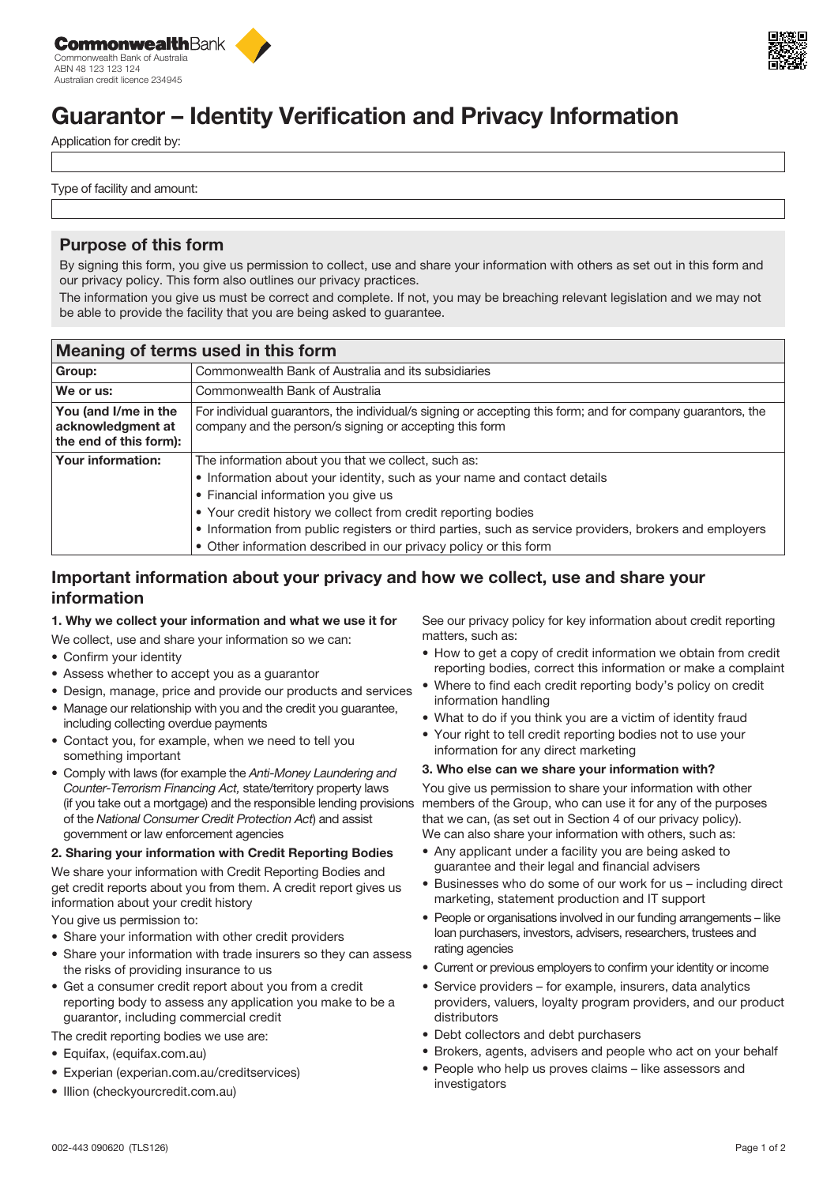CommonwealthBank
Commonwealth Bank of Australia
ABN 48 123 123 124
Australian credit licence 234945

# Guarantor – Identity Verification and Privacy Information

Application for credit by:

Type of facility and amount:

## Purpose of this form

By signing this form, you give us permission to collect, use and share your information with others as set out in this form and our privacy policy. This form also outlines our privacy practices.

The information you give us must be correct and complete. If not, you may be breaching relevant legislation and we may not be able to provide the facility that you are being asked to guarantee.

| Meaning of terms used in this form | |
|---|---|
| **Group:** | Commonwealth Bank of Australia and its subsidiaries |
| **We or us:** | Commonwealth Bank of Australia |
| **You (and I/me in the acknowledgment at the end of this form):** | For individual guarantors, the individual/s signing or accepting this form; and for company guarantors, the company and the person/s signing or accepting this form |
| **Your information:** | The information about you that we collect, such as:<br>• Information about your identity, such as your name and contact details<br>• Financial information you give us<br>• Your credit history we collect from credit reporting bodies<br>• Information from public registers or third parties, such as service providers, brokers and employers<br>• Other information described in our privacy policy or this form |

## Important information about your privacy and how we collect, use and share your information

### 1. Why we collect your information and what we use it for

We collect, use and share your information so we can:

- Confirm your identity
- Assess whether to accept you as a guarantor
- Design, manage, price and provide our products and services
- Manage our relationship with you and the credit you guarantee, including collecting overdue payments
- Contact you, for example, when we need to tell you something important
- Comply with laws (for example the *Anti-Money Laundering and Counter-Terrorism Financing Act,* state/territory property laws (if you take out a mortgage) and the responsible lending provisions of the *National Consumer Credit Protection Act*) and assist government or law enforcement agencies

### 2. Sharing your information with Credit Reporting Bodies

We share your information with Credit Reporting Bodies and get credit reports about you from them. A credit report gives us information about your credit history

You give us permission to:

- Share your information with other credit providers
- Share your information with trade insurers so they can assess the risks of providing insurance to us
- Get a consumer credit report about you from a credit reporting body to assess any application you make to be a guarantor, including commercial credit

The credit reporting bodies we use are:

- Equifax, (equifax.com.au)
- Experian (experian.com.au/creditservices)
- Illion (checkyourcredit.com.au)

See our privacy policy for key information about credit reporting matters, such as:

- How to get a copy of credit information we obtain from credit reporting bodies, correct this information or make a complaint
- Where to find each credit reporting body's policy on credit information handling
- What to do if you think you are a victim of identity fraud
- Your right to tell credit reporting bodies not to use your information for any direct marketing

### 3. Who else can we share your information with?

You give us permission to share your information with other members of the Group, who can use it for any of the purposes that we can, (as set out in Section 4 of our privacy policy).

We can also share your information with others, such as:

- Any applicant under a facility you are being asked to guarantee and their legal and financial advisers
- Businesses who do some of our work for us – including direct marketing, statement production and IT support
- People or organisations involved in our funding arrangements – like loan purchasers, investors, advisers, researchers, trustees and rating agencies
- Current or previous employers to confirm your identity or income
- Service providers – for example, insurers, data analytics providers, valuers, loyalty program providers, and our product distributors
- Debt collectors and debt purchasers
- Brokers, agents, advisers and people who act on your behalf
- People who help us proves claims – like assessors and investigators

002-443 090620 (TLS126)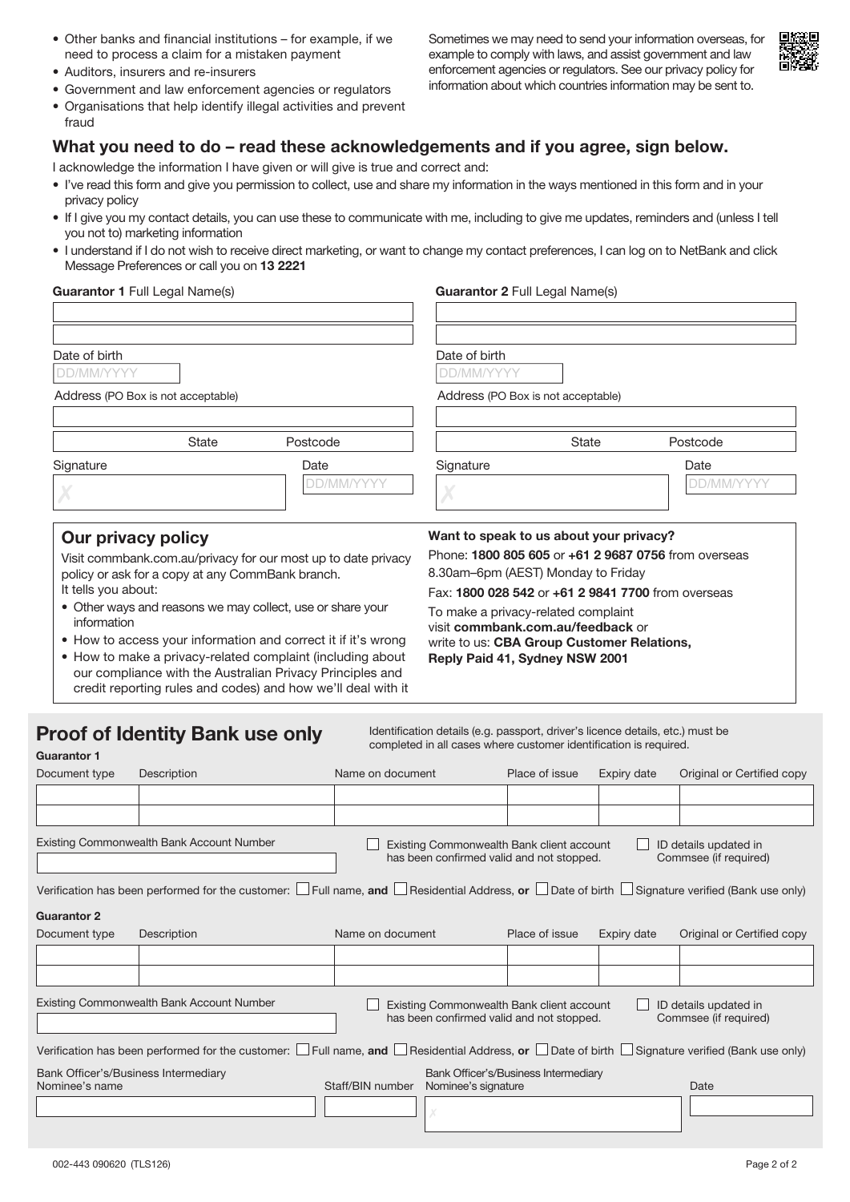- Other banks and financial institutions – for example, if we need to process a claim for a mistaken payment
- Auditors, insurers and re-insurers
- Government and law enforcement agencies or regulators
- Organisations that help identify illegal activities and prevent fraud

Sometimes we may need to send your information overseas, for example to comply with laws, and assist government and law enforcement agencies or regulators. See our privacy policy for information about which countries information may be sent to.

## What you need to do – read these acknowledgements and if you agree, sign below.

I acknowledge the information I have given or will give is true and correct and:

- I've read this form and give you permission to collect, use and share my information in the ways mentioned in this form and in your privacy policy
- If I give you my contact details, you can use these to communicate with me, including to give me updates, reminders and (unless I tell you not to) marketing information
- I understand if I do not wish to receive direct marketing, or want to change my contact preferences, I can log on to NetBank and click Message Preferences or call you on **13 2221**

**Guarantor 1** Full Legal Name(s)

Date of birth DD/MM/YYYY

Address (PO Box is not acceptable)

State Postcode

Signature ✗ Date DD/MM/YYYY

**Guarantor 2** Full Legal Name(s)

Date of birth DD/MM/YYYY

Address (PO Box is not acceptable)

State Postcode

Signature ✗ Date DD/MM/YYYY

### Our privacy policy

Visit commbank.com.au/privacy for our most up to date privacy policy or ask for a copy at any CommBank branch.
It tells you about:

- Other ways and reasons we may collect, use or share your information
- How to access your information and correct it if it's wrong
- How to make a privacy-related complaint (including about our compliance with the Australian Privacy Principles and credit reporting rules and codes) and how we'll deal with it

**Want to speak to us about your privacy?**

Phone: **1800 805 605** or **+61 2 9687 0756** from overseas
8.30am–6pm (AEST) Monday to Friday

Fax: **1800 028 542** or **+61 2 9841 7700** from overseas

To make a privacy-related complaint
visit **commbank.com.au/feedback** or
write to us: **CBA Group Customer Relations, Reply Paid 41, Sydney NSW 2001**

## Proof of Identity Bank use only

Identification details (e.g. passport, driver's licence details, etc.) must be completed in all cases where customer identification is required.

**Guarantor 1**

| Document type | Description | Name on document | Place of issue | Expiry date | Original or Certified copy |
|---|---|---|---|---|---|
| | | | | | |
| | | | | | |

Existing Commonwealth Bank Account Number

☐ Existing Commonwealth Bank client account has been confirmed valid and not stopped.

☐ ID details updated in Commsee (if required)

Verification has been performed for the customer: ☐ Full name, **and** ☐ Residential Address, **or** ☐ Date of birth ☐ Signature verified (Bank use only)

**Guarantor 2**

| Document type | Description | Name on document | Place of issue | Expiry date | Original or Certified copy |
|---|---|---|---|---|---|
| | | | | | |
| | | | | | |

Existing Commonwealth Bank Account Number

☐ Existing Commonwealth Bank client account has been confirmed valid and not stopped.

☐ ID details updated in Commsee (if required)

Verification has been performed for the customer: ☐ Full name, **and** ☐ Residential Address, **or** ☐ Date of birth ☐ Signature verified (Bank use only)

| Bank Officer's/Business Intermediary Nominee's name | Staff/BIN number | Bank Officer's/Business Intermediary Nominee's signature | Date |
|---|---|---|---|
| | | ✗ | |

002-443 090620 (TLS126)